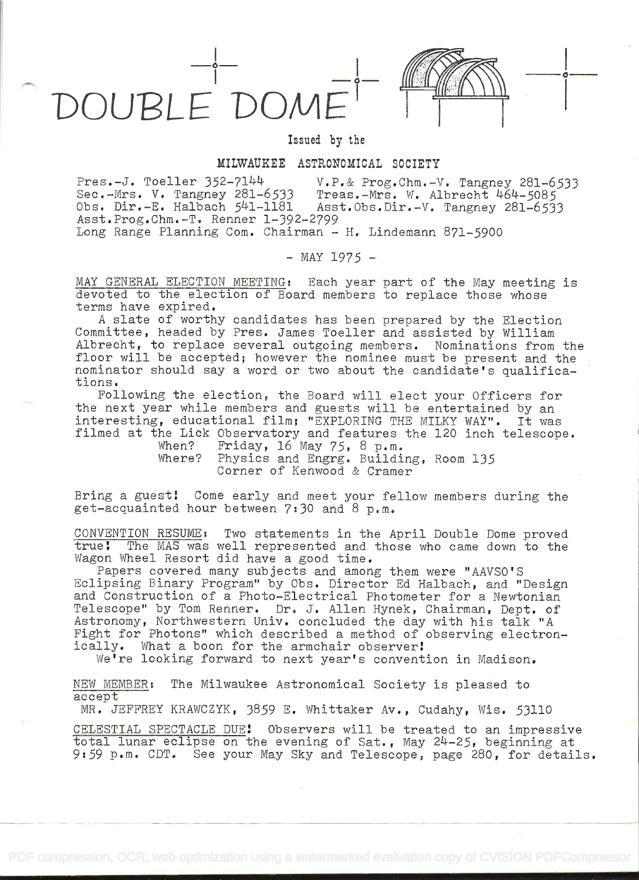# DOUBLE DOME

Issued by the

## MILWAUKEE ASTRONOMICAL SOCIETY

Pres.-J. Toeller 352-7144 V.P.& Prog.Chm.-V. Tangney 281-6533
Sec.-Mrs. V. Tangney 281-6533 Treas.-Mrs. W. Albrecht 464-5085
Obs. Dir.-E. Halbach 541-1181 Asst.Obs.Dir.-V. Tangney 281-6533
Asst.Prog.Chm.-T. Renner 1-392-2799
Long Range Planning Com. Chairman - H. Lindemann 871-5900

\- MAY 1975 -

MAY GENERAL ELECTION MEETING: Each year part of the May meeting is devoted to the election of Board members to replace those whose terms have expired.

A slate of worthy candidates has been prepared by the Election Committee, headed by Pres. James Toeller and assisted by William Albrecht, to replace several outgoing members. Nominations from the floor will be accepted; however the nominee must be present and the nominator should say a word or two about the candidate's qualifications.

Following the election, the Board will elect your Officers for the next year while members and guests will be entertained by an interesting, educational film; "EXPLORING THE MILKY WAY". It was filmed at the Lick Observatory and features the 120 inch telescope.

When? Friday, 16 May 75, 8 p.m.
Where? Physics and Engrg. Building, Room 135
Corner of Kenwood & Cramer

Bring a guest! Come early and meet your fellow members during the get-acquainted hour between 7:30 and 8 p.m.

CONVENTION RESUME: Two statements in the April Double Dome proved true! The MAS was well represented and those who came down to the Wagon Wheel Resort did have a good time.

Papers covered many subjects and among them were "AAVSO'S Eclipsing Binary Program" by Obs. Director Ed Halbach, and "Design and Construction of a Photo-Electrical Photometer for a Newtonian Telescope" by Tom Renner. Dr. J. Allen Hynek, Chairman, Dept. of Astronomy, Northwestern Univ. concluded the day with his talk "A Fight for Photons" which described a method of observing electronically. What a boon for the armchair observer!

We're looking forward to next year's convention in Madison.

NEW MEMBER: The Milwaukee Astronomical Society is pleased to accept
MR. JEFFREY KRAWCZYK, 3859 E. Whittaker Av., Cudahy, Wis. 53110

CELESTIAL SPECTACLE DUE! Observers will be treated to an impressive total lunar eclipse on the evening of Sat., May 24-25, beginning at 9:59 p.m. CDT. See your May Sky and Telescope, page 280, for details.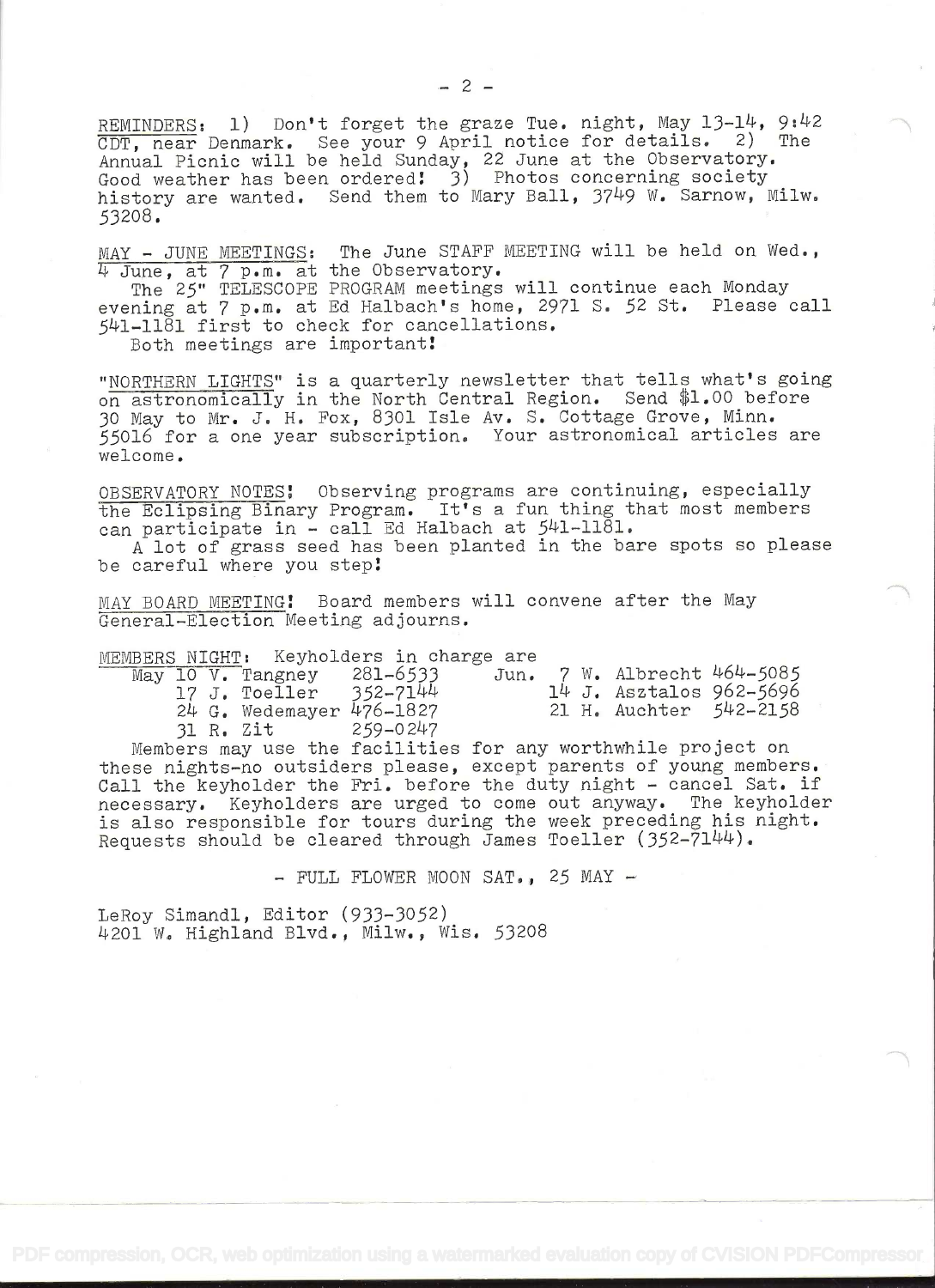REMINDERS: 1) Don't forget the graze Tue. night, May 13-14, 9:42 CDT, near Denmark. See your 9 April notice for details. 2) The Annual Picnic will be held Sunday, 22 June at the Observatory. Good weather has been ordered! 3) Photos concerning society history are wanted. Send them to Mary Ball, 3749 W. Sarnow, Milw. 53208.

MAY - JUNE MEETINGS: The June STAFF MEETING will be held on Wed., 4 June, at 7 p.m. at the Observatory.

The 25" TELESCOPE PROGRAM meetings will continue each Monday evening at 7 p.m. at Ed Halbach's home, 2971 S. 52 St. Please call 541-1181 first to check for cancellations.

Both meetings are important!

"NORTHERN LIGHTS" is a quarterly newsletter that tells what's going on astronomically in the North Central Region. Send $1.00 before 30 May to Mr. J. H. Fox, 8301 Isle Av. S. Cottage Grove, Minn. 55016 for a one year subscription. Your astronomical articles are welcome.

OBSERVATORY NOTES! Observing programs are continuing, especially the Eclipsing Binary Program. It's a fun thing that most members can participate in - call Ed Halbach at 541-1181.

A lot of grass seed has been planted in the bare spots so please be careful where you step!

MAY BOARD MEETING! Board members will convene after the May General-Election Meeting adjourns.

MEMBERS NIGHT: Keyholders in charge are

| | | | | | |
|---|---|---|---|---|---|
| May 10 | V. Tangney | 281-6533 | Jun. 7 | W. Albrecht | 464-5085 |
| 17 | J. Toeller | 352-7144 | 14 | J. Asztalos | 962-5696 |
| 24 | G. Wedemayer | 476-1827 | 21 | H. Auchter | 542-2158 |
| 31 | R. Zit | 259-0247 | | | |

Members may use the facilities for any worthwhile project on these nights-no outsiders please, except parents of young members. Call the keyholder the Fri. before the duty night - cancel Sat. if necessary. Keyholders are urged to come out anyway. The keyholder is also responsible for tours during the week preceding his night. Requests should be cleared through James Toeller (352-7144).

- FULL FLOWER MOON SAT., 25 MAY -

LeRoy Simandl, Editor (933-3052)
4201 W. Highland Blvd., Milw., Wis. 53208